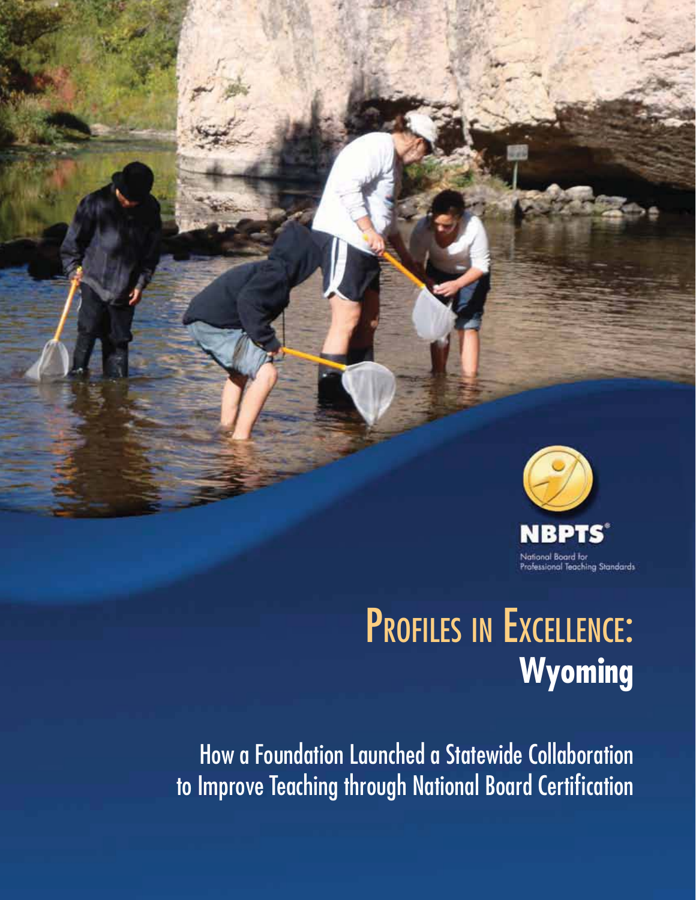NBPTS®

National Board for Professional Teaching Standards

# Profiles in Excellence: Wyoming

How a Foundation Launched a Statewide Collaboration to Improve Teaching through National Board Certification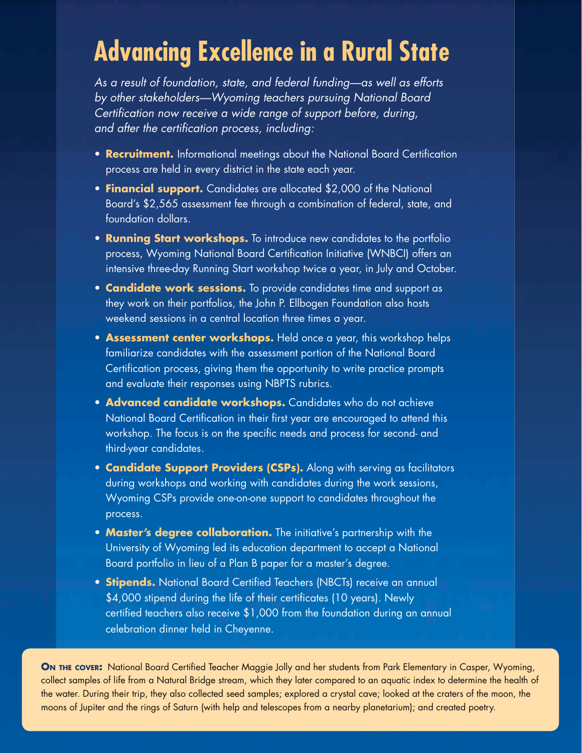# Advancing Excellence in a Rural State

*As a result of foundation, state, and federal funding—as well as efforts by other stakeholders—Wyoming teachers pursuing National Board Certification now receive a wide range of support before, during, and after the certification process, including:*

- **Recruitment.** Informational meetings about the National Board Certification process are held in every district in the state each year.
- **Financial support.** Candidates are allocated $2,000 of the National Board's $2,565 assessment fee through a combination of federal, state, and foundation dollars.
- **Running Start workshops.** To introduce new candidates to the portfolio process, Wyoming National Board Certification Initiative (WNBCI) offers an intensive three-day Running Start workshop twice a year, in July and October.
- **Candidate work sessions.** To provide candidates time and support as they work on their portfolios, the John P. Ellbogen Foundation also hosts weekend sessions in a central location three times a year.
- **Assessment center workshops.** Held once a year, this workshop helps familiarize candidates with the assessment portion of the National Board Certification process, giving them the opportunity to write practice prompts and evaluate their responses using NBPTS rubrics.
- **Advanced candidate workshops.** Candidates who do not achieve National Board Certification in their first year are encouraged to attend this workshop. The focus is on the specific needs and process for second- and third-year candidates.
- **Candidate Support Providers (CSPs).** Along with serving as facilitators during workshops and working with candidates during the work sessions, Wyoming CSPs provide one-on-one support to candidates throughout the process.
- **Master's degree collaboration.** The initiative's partnership with the University of Wyoming led its education department to accept a National Board portfolio in lieu of a Plan B paper for a master's degree.
- **Stipends.** National Board Certified Teachers (NBCTs) receive an annual $4,000 stipend during the life of their certificates (10 years). Newly certified teachers also receive $1,000 from the foundation during an annual celebration dinner held in Cheyenne.

**On the cover:** National Board Certified Teacher Maggie Jolly and her students from Park Elementary in Casper, Wyoming, collect samples of life from a Natural Bridge stream, which they later compared to an aquatic index to determine the health of the water. During their trip, they also collected seed samples; explored a crystal cave; looked at the craters of the moon, the moons of Jupiter and the rings of Saturn (with help and telescopes from a nearby planetarium); and created poetry.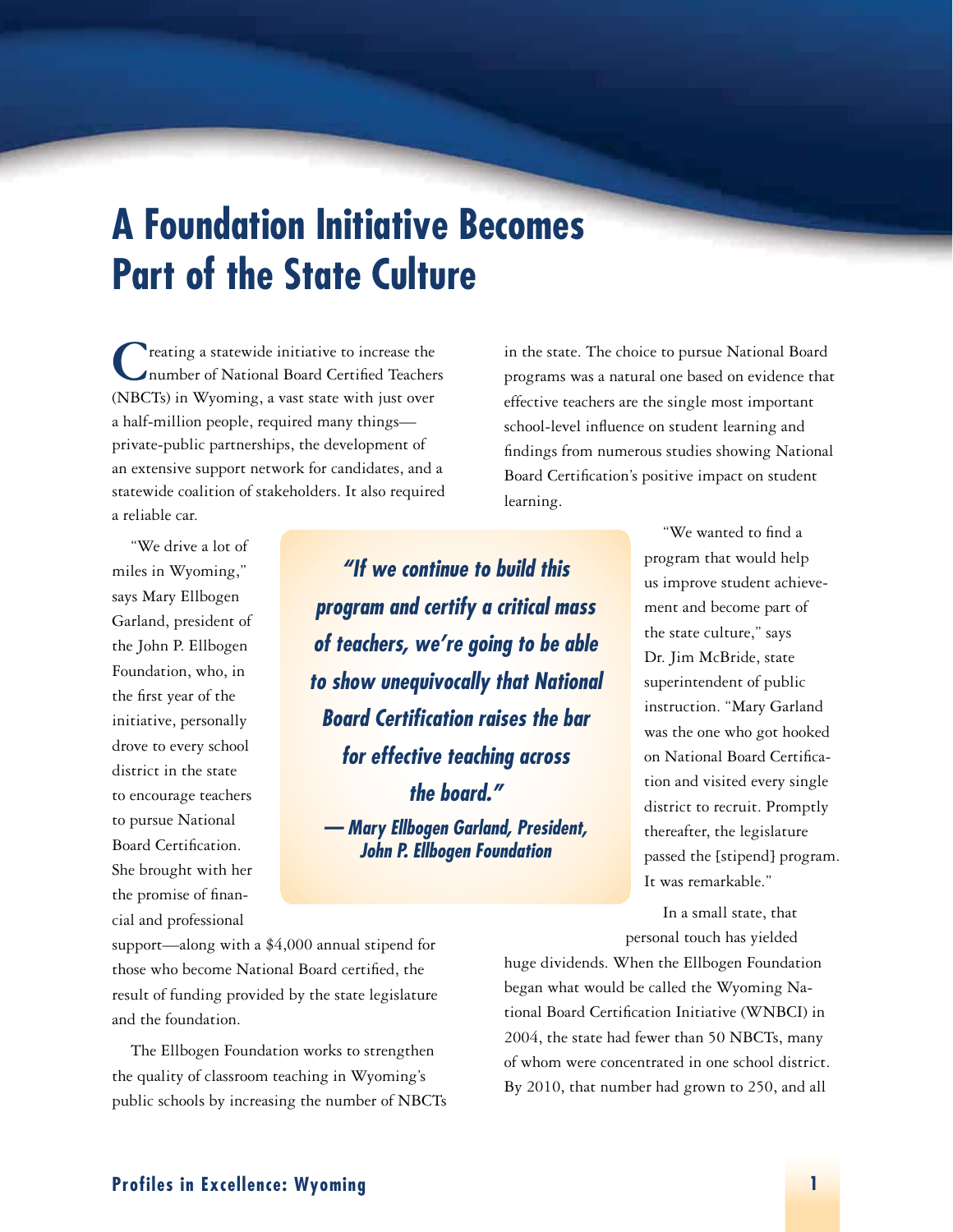# A Foundation Initiative Becomes Part of the State Culture

Creating a statewide initiative to increase the number of National Board Certified Teachers (NBCTs) in Wyoming, a vast state with just over a half-million people, required many things—private-public partnerships, the development of an extensive support network for candidates, and a statewide coalition of stakeholders. It also required a reliable car.

"We drive a lot of miles in Wyoming," says Mary Ellbogen Garland, president of the John P. Ellbogen Foundation, who, in the first year of the initiative, personally drove to every school district in the state to encourage teachers to pursue National Board Certification. She brought with her the promise of financial and professional support—along with a $4,000 annual stipend for those who become National Board certified, the result of funding provided by the state legislature and the foundation.

> ***"If we continue to build this program and certify a critical mass of teachers, we're going to be able to show unequivocally that National Board Certification raises the bar for effective teaching across the board."***
> ***— Mary Ellbogen Garland, President, John P. Ellbogen Foundation***

The Ellbogen Foundation works to strengthen the quality of classroom teaching in Wyoming's public schools by increasing the number of NBCTs in the state. The choice to pursue National Board programs was a natural one based on evidence that effective teachers are the single most important school-level influence on student learning and findings from numerous studies showing National Board Certification's positive impact on student learning.

"We wanted to find a program that would help us improve student achievement and become part of the state culture," says Dr. Jim McBride, state superintendent of public instruction. "Mary Garland was the one who got hooked on National Board Certification and visited every single district to recruit. Promptly thereafter, the legislature passed the [stipend] program. It was remarkable."

In a small state, that personal touch has yielded huge dividends. When the Ellbogen Foundation began what would be called the Wyoming National Board Certification Initiative (WNBCI) in 2004, the state had fewer than 50 NBCTs, many of whom were concentrated in one school district. By 2010, that number had grown to 250, and all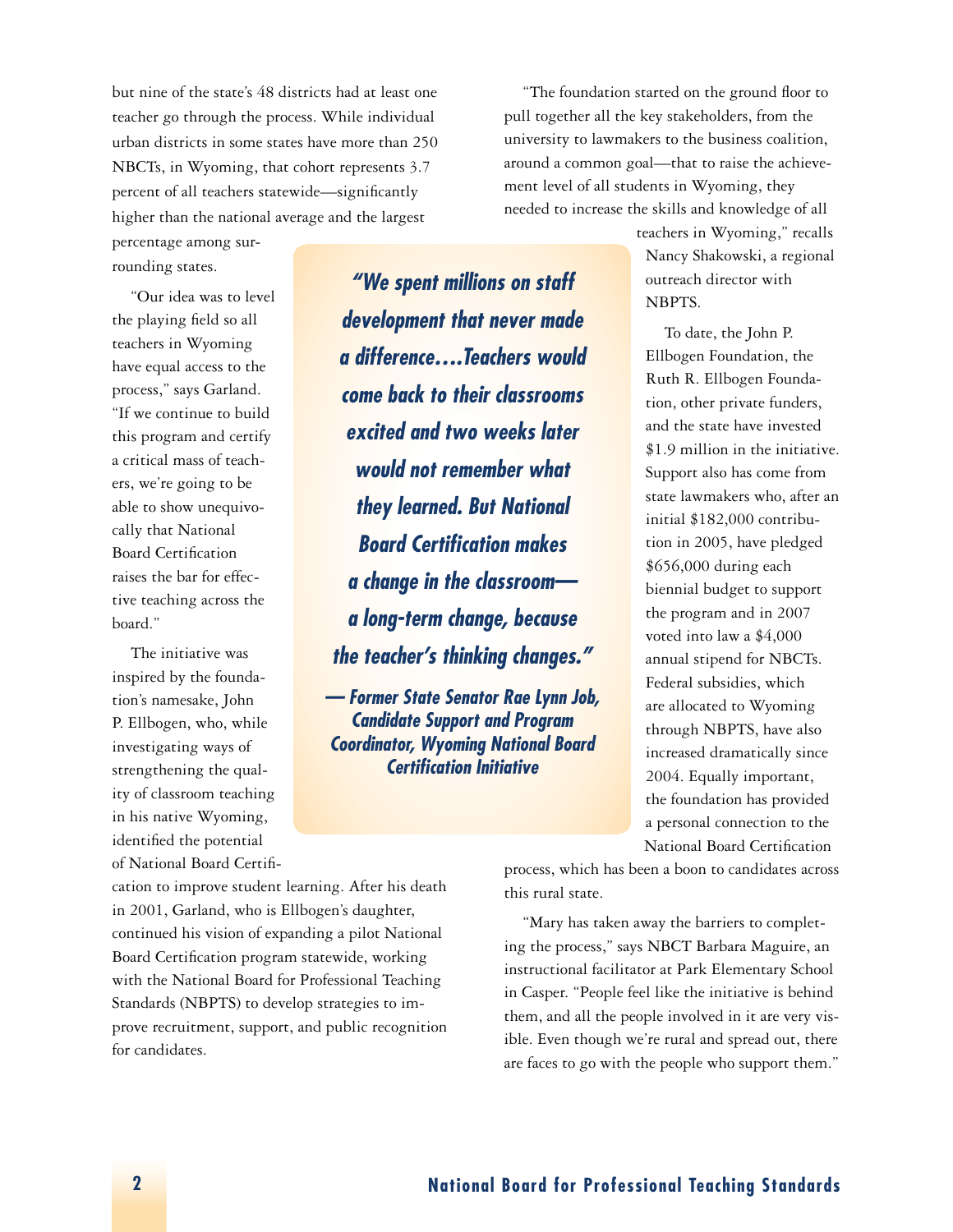but nine of the state's 48 districts had at least one teacher go through the process. While individual urban districts in some states have more than 250 NBCTs, in Wyoming, that cohort represents 3.7 percent of all teachers statewide—significantly higher than the national average and the largest percentage among surrounding states.

"Our idea was to level the playing field so all teachers in Wyoming have equal access to the process," says Garland. "If we continue to build this program and certify a critical mass of teachers, we're going to be able to show unequivocally that National Board Certification raises the bar for effective teaching across the board."

The initiative was inspired by the foundation's namesake, John P. Ellbogen, who, while investigating ways of strengthening the quality of classroom teaching in his native Wyoming, identified the potential of National Board Certification to improve student learning. After his death in 2001, Garland, who is Ellbogen's daughter, continued his vision of expanding a pilot National Board Certification program statewide, working with the National Board for Professional Teaching Standards (NBPTS) to develop strategies to improve recruitment, support, and public recognition for candidates.

> ***"We spent millions on staff development that never made a difference….Teachers would come back to their classrooms excited and two weeks later would not remember what they learned. But National Board Certification makes a change in the classroom—a long-term change, because the teacher's thinking changes."***
>
> ***— Former State Senator Rae Lynn Job, Candidate Support and Program Coordinator, Wyoming National Board Certification Initiative***

"The foundation started on the ground floor to pull together all the key stakeholders, from the university to lawmakers to the business coalition, around a common goal—that to raise the achievement level of all students in Wyoming, they needed to increase the skills and knowledge of all teachers in Wyoming," recalls Nancy Shakowski, a regional outreach director with NBPTS.

To date, the John P. Ellbogen Foundation, the Ruth R. Ellbogen Foundation, other private funders, and the state have invested $1.9 million in the initiative. Support also has come from state lawmakers who, after an initial $182,000 contribution in 2005, have pledged $656,000 during each biennial budget to support the program and in 2007 voted into law a $4,000 annual stipend for NBCTs. Federal subsidies, which are allocated to Wyoming through NBPTS, have also increased dramatically since 2004. Equally important, the foundation has provided a personal connection to the National Board Certification process, which has been a boon to candidates across this rural state.

"Mary has taken away the barriers to completing the process," says NBCT Barbara Maguire, an instructional facilitator at Park Elementary School in Casper. "People feel like the initiative is behind them, and all the people involved in it are very visible. Even though we're rural and spread out, there are faces to go with the people who support them."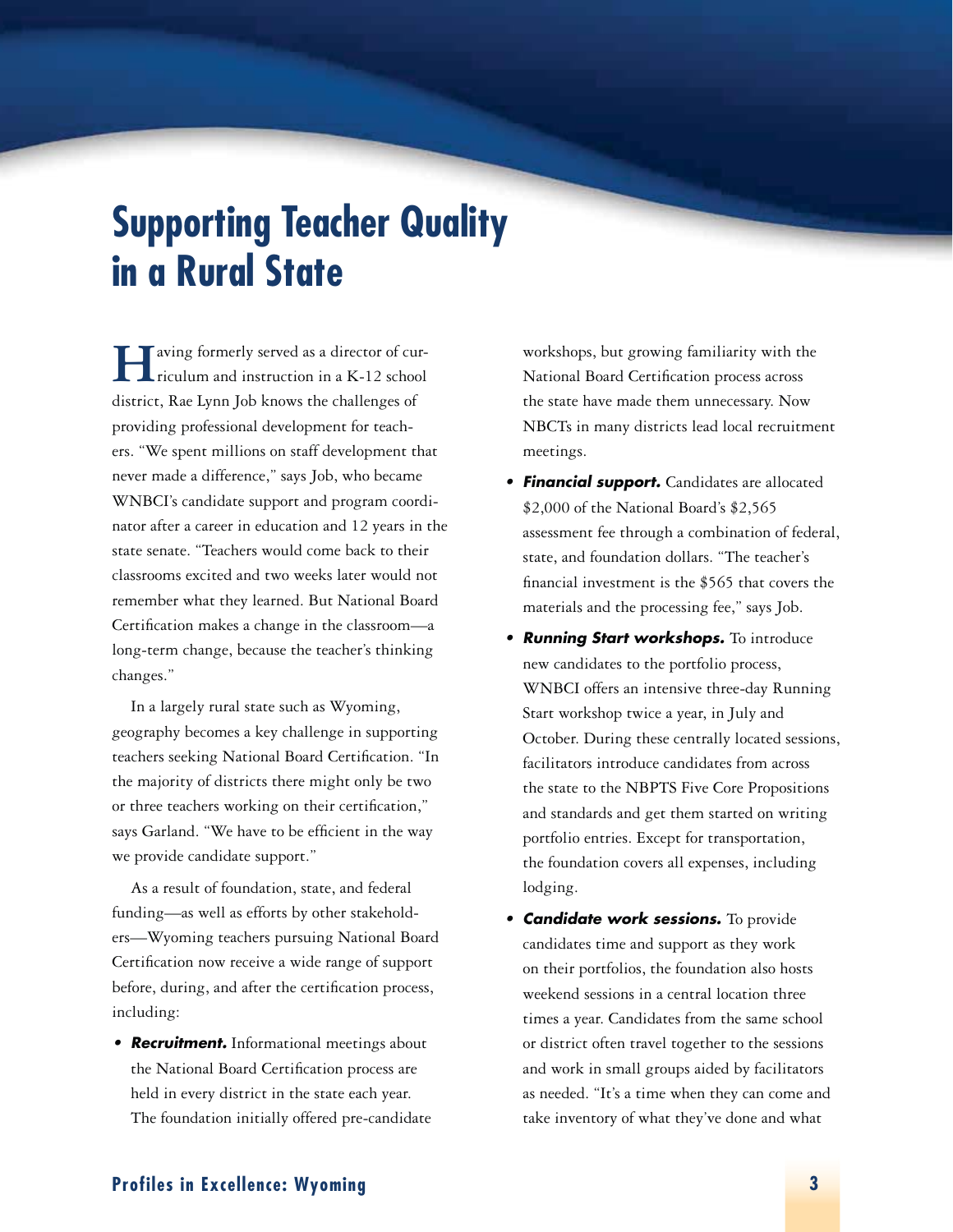# Supporting Teacher Quality in a Rural State

Having formerly served as a director of curriculum and instruction in a K-12 school district, Rae Lynn Job knows the challenges of providing professional development for teachers. "We spent millions on staff development that never made a difference," says Job, who became WNBCI's candidate support and program coordinator after a career in education and 12 years in the state senate. "Teachers would come back to their classrooms excited and two weeks later would not remember what they learned. But National Board Certification makes a change in the classroom—a long-term change, because the teacher's thinking changes."

In a largely rural state such as Wyoming, geography becomes a key challenge in supporting teachers seeking National Board Certification. "In the majority of districts there might only be two or three teachers working on their certification," says Garland. "We have to be efficient in the way we provide candidate support."

As a result of foundation, state, and federal funding—as well as efforts by other stakeholders—Wyoming teachers pursuing National Board Certification now receive a wide range of support before, during, and after the certification process, including:

- ***Recruitment.*** Informational meetings about the National Board Certification process are held in every district in the state each year. The foundation initially offered pre-candidate workshops, but growing familiarity with the National Board Certification process across the state have made them unnecessary. Now NBCTs in many districts lead local recruitment meetings.
- ***Financial support.*** Candidates are allocated $2,000 of the National Board's $2,565 assessment fee through a combination of federal, state, and foundation dollars. "The teacher's financial investment is the $565 that covers the materials and the processing fee," says Job.
- ***Running Start workshops.*** To introduce new candidates to the portfolio process, WNBCI offers an intensive three-day Running Start workshop twice a year, in July and October. During these centrally located sessions, facilitators introduce candidates from across the state to the NBPTS Five Core Propositions and standards and get them started on writing portfolio entries. Except for transportation, the foundation covers all expenses, including lodging.
- ***Candidate work sessions.*** To provide candidates time and support as they work on their portfolios, the foundation also hosts weekend sessions in a central location three times a year. Candidates from the same school or district often travel together to the sessions and work in small groups aided by facilitators as needed. "It's a time when they can come and take inventory of what they've done and what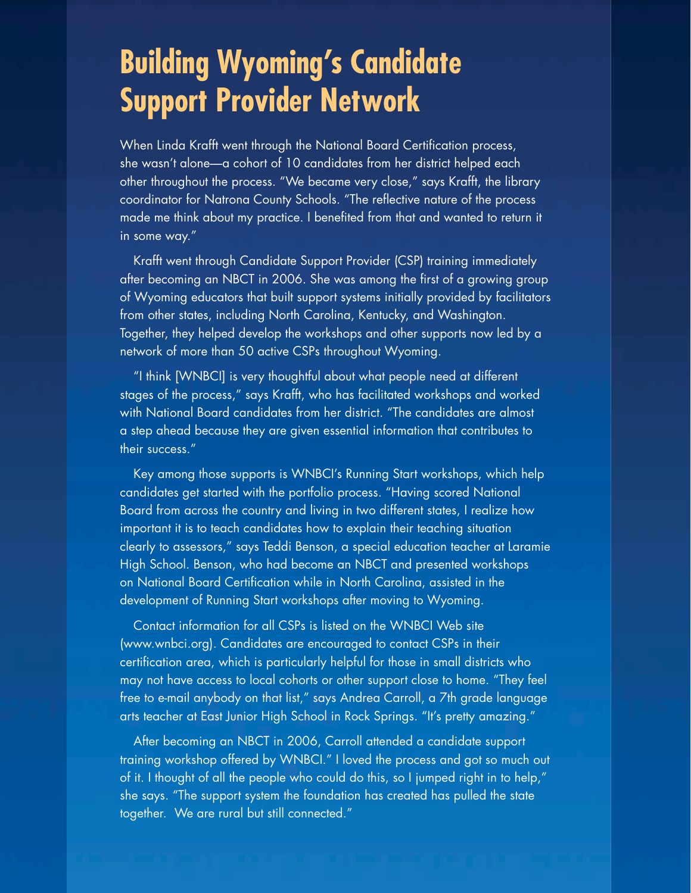# Building Wyoming's Candidate Support Provider Network

When Linda Krafft went through the National Board Certification process, she wasn't alone—a cohort of 10 candidates from her district helped each other throughout the process. "We became very close," says Krafft, the library coordinator for Natrona County Schools. "The reflective nature of the process made me think about my practice. I benefited from that and wanted to return it in some way."

Krafft went through Candidate Support Provider (CSP) training immediately after becoming an NBCT in 2006. She was among the first of a growing group of Wyoming educators that built support systems initially provided by facilitators from other states, including North Carolina, Kentucky, and Washington. Together, they helped develop the workshops and other supports now led by a network of more than 50 active CSPs throughout Wyoming.

"I think [WNBCI] is very thoughtful about what people need at different stages of the process," says Krafft, who has facilitated workshops and worked with National Board candidates from her district. "The candidates are almost a step ahead because they are given essential information that contributes to their success."

Key among those supports is WNBCI's Running Start workshops, which help candidates get started with the portfolio process. "Having scored National Board from across the country and living in two different states, I realize how important it is to teach candidates how to explain their teaching situation clearly to assessors," says Teddi Benson, a special education teacher at Laramie High School. Benson, who had become an NBCT and presented workshops on National Board Certification while in North Carolina, assisted in the development of Running Start workshops after moving to Wyoming.

Contact information for all CSPs is listed on the WNBCI Web site (www.wnbci.org). Candidates are encouraged to contact CSPs in their certification area, which is particularly helpful for those in small districts who may not have access to local cohorts or other support close to home. "They feel free to e-mail anybody on that list," says Andrea Carroll, a 7th grade language arts teacher at East Junior High School in Rock Springs. "It's pretty amazing."

After becoming an NBCT in 2006, Carroll attended a candidate support training workshop offered by WNBCI." I loved the process and got so much out of it. I thought of all the people who could do this, so I jumped right in to help," she says. "The support system the foundation has created has pulled the state together. We are rural but still connected."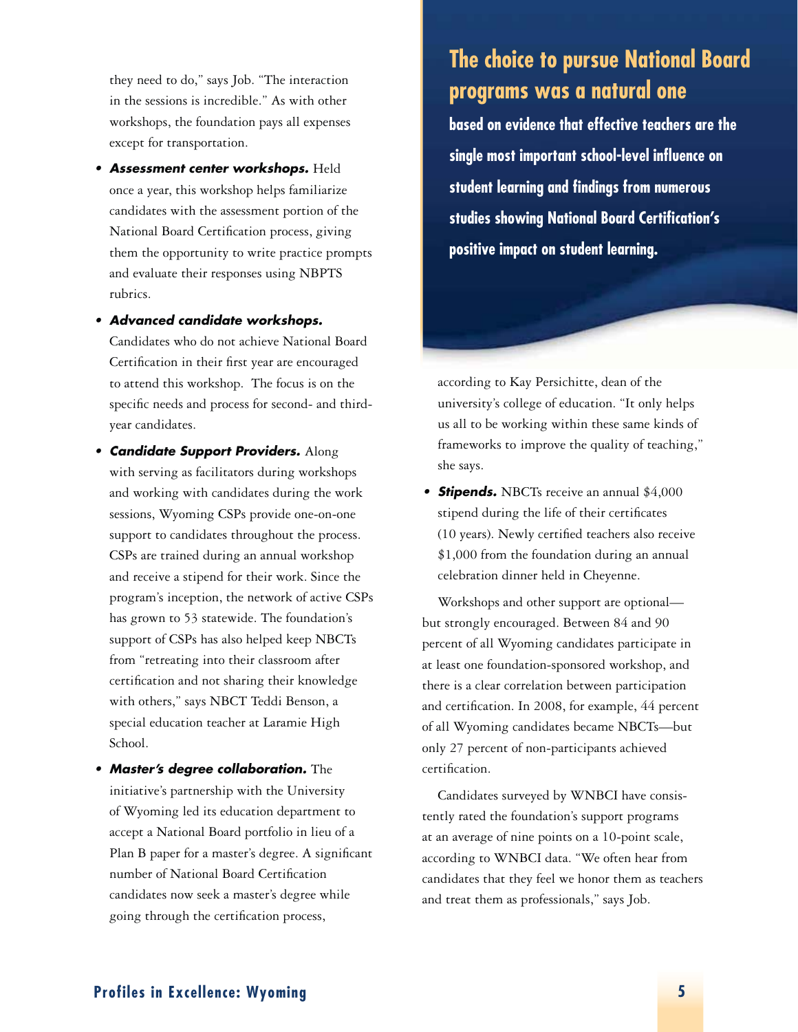they need to do," says Job. "The interaction in the sessions is incredible." As with other workshops, the foundation pays all expenses except for transportation.

- ***Assessment center workshops.*** Held once a year, this workshop helps familiarize candidates with the assessment portion of the National Board Certification process, giving them the opportunity to write practice prompts and evaluate their responses using NBPTS rubrics.
- ***Advanced candidate workshops.*** Candidates who do not achieve National Board Certification in their first year are encouraged to attend this workshop. The focus is on the specific needs and process for second- and third-year candidates.
- ***Candidate Support Providers.*** Along with serving as facilitators during workshops and working with candidates during the work sessions, Wyoming CSPs provide one-on-one support to candidates throughout the process. CSPs are trained during an annual workshop and receive a stipend for their work. Since the program's inception, the network of active CSPs has grown to 53 statewide. The foundation's support of CSPs has also helped keep NBCTs from "retreating into their classroom after certification and not sharing their knowledge with others," says NBCT Teddi Benson, a special education teacher at Laramie High School.
- ***Master's degree collaboration.*** The initiative's partnership with the University of Wyoming led its education department to accept a National Board portfolio in lieu of a Plan B paper for a master's degree. A significant number of National Board Certification candidates now seek a master's degree while going through the certification process, according to Kay Persichitte, dean of the university's college of education. "It only helps us all to be working within these same kinds of frameworks to improve the quality of teaching," she says.
- ***Stipends.*** NBCTs receive an annual $4,000 stipend during the life of their certificates (10 years). Newly certified teachers also receive $1,000 from the foundation during an annual celebration dinner held in Cheyenne.

Workshops and other support are optional—but strongly encouraged. Between 84 and 90 percent of all Wyoming candidates participate in at least one foundation-sponsored workshop, and there is a clear correlation between participation and certification. In 2008, for example, 44 percent of all Wyoming candidates became NBCTs—but only 27 percent of non-participants achieved certification.

Candidates surveyed by WNBCI have consistently rated the foundation's support programs at an average of nine points on a 10-point scale, according to WNBCI data. "We often hear from candidates that they feel we honor them as teachers and treat them as professionals," says Job.

**The choice to pursue National Board programs was a natural one based on evidence that effective teachers are the single most important school-level influence on student learning and findings from numerous studies showing National Board Certification's positive impact on student learning.**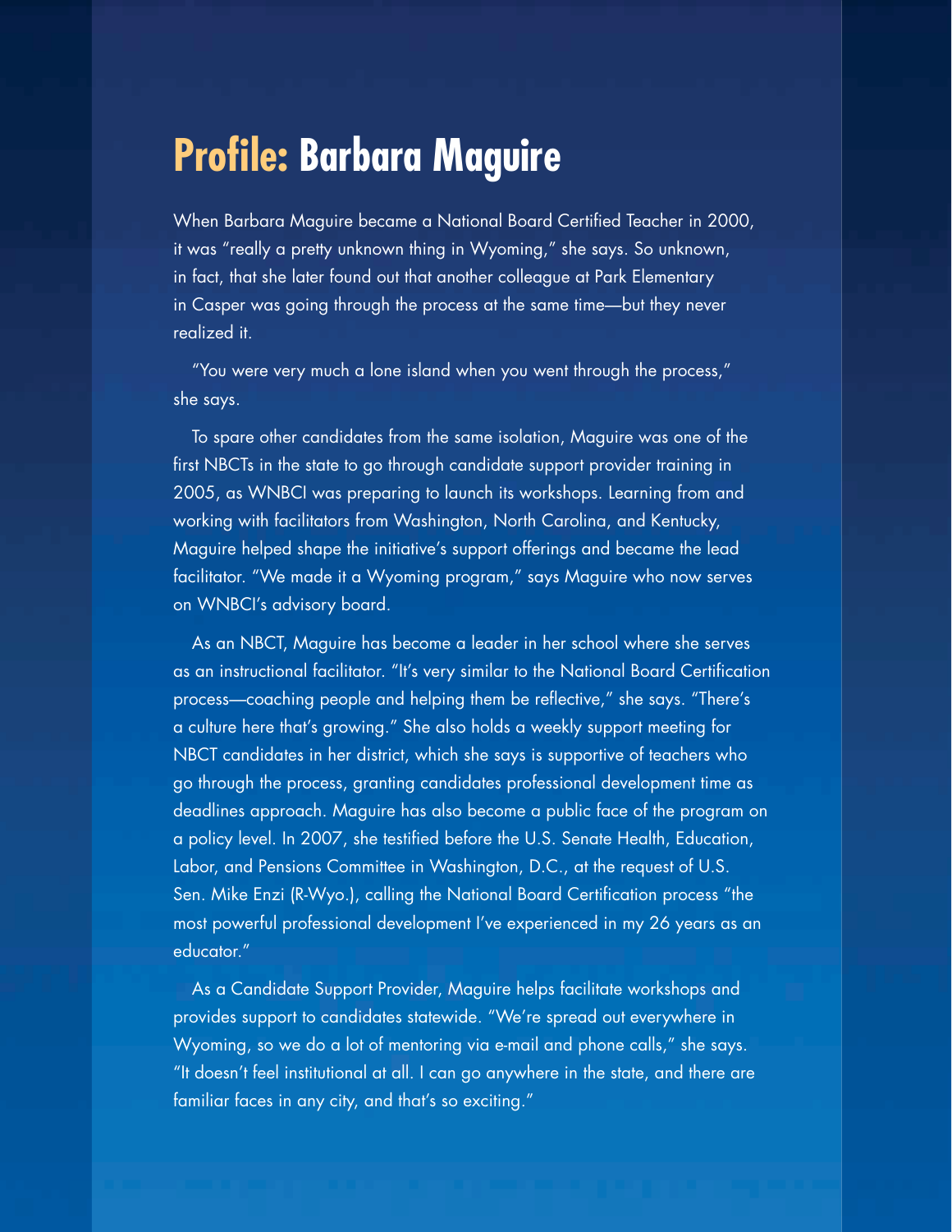# Profile: Barbara Maguire

When Barbara Maguire became a National Board Certified Teacher in 2000, it was "really a pretty unknown thing in Wyoming," she says. So unknown, in fact, that she later found out that another colleague at Park Elementary in Casper was going through the process at the same time—but they never realized it.

"You were very much a lone island when you went through the process," she says.

To spare other candidates from the same isolation, Maguire was one of the first NBCTs in the state to go through candidate support provider training in 2005, as WNBCI was preparing to launch its workshops. Learning from and working with facilitators from Washington, North Carolina, and Kentucky, Maguire helped shape the initiative's support offerings and became the lead facilitator. "We made it a Wyoming program," says Maguire who now serves on WNBCI's advisory board.

As an NBCT, Maguire has become a leader in her school where she serves as an instructional facilitator. "It's very similar to the National Board Certification process—coaching people and helping them be reflective," she says. "There's a culture here that's growing." She also holds a weekly support meeting for NBCT candidates in her district, which she says is supportive of teachers who go through the process, granting candidates professional development time as deadlines approach. Maguire has also become a public face of the program on a policy level. In 2007, she testified before the U.S. Senate Health, Education, Labor, and Pensions Committee in Washington, D.C., at the request of U.S. Sen. Mike Enzi (R-Wyo.), calling the National Board Certification process "the most powerful professional development I've experienced in my 26 years as an educator."

As a Candidate Support Provider, Maguire helps facilitate workshops and provides support to candidates statewide. "We're spread out everywhere in Wyoming, so we do a lot of mentoring via e-mail and phone calls," she says. "It doesn't feel institutional at all. I can go anywhere in the state, and there are familiar faces in any city, and that's so exciting."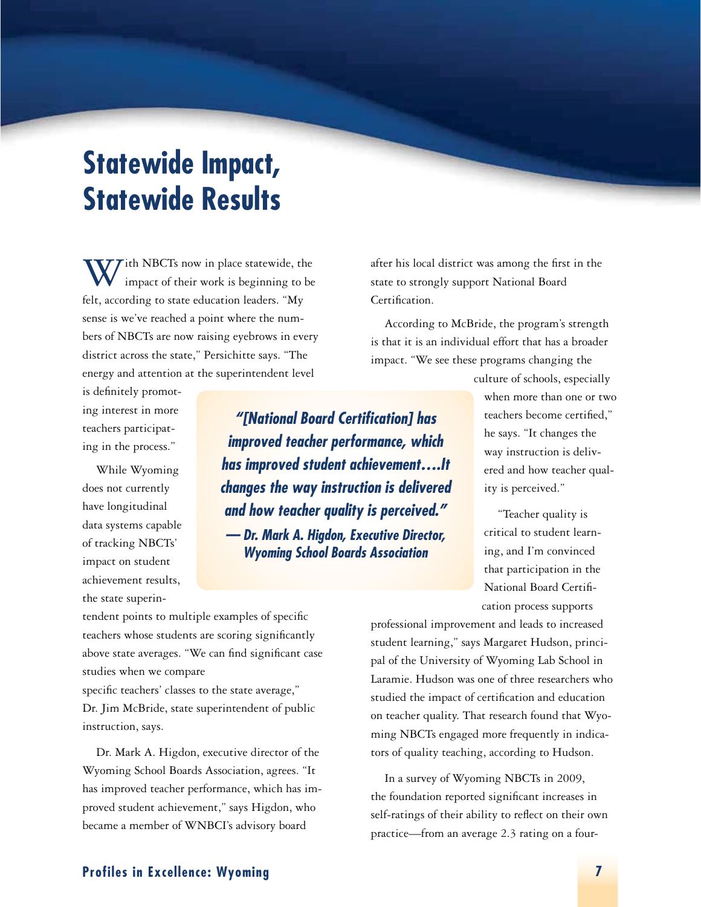# Statewide Impact, Statewide Results

With NBCTs now in place statewide, the impact of their work is beginning to be felt, according to state education leaders. "My sense is we've reached a point where the numbers of NBCTs are now raising eyebrows in every district across the state," Persichitte says. "The energy and attention at the superintendent level is definitely promoting interest in more teachers participating in the process."

While Wyoming does not currently have longitudinal data systems capable of tracking NBCTs' impact on student achievement results, the state superintendent points to multiple examples of specific teachers whose students are scoring significantly above state averages. "We can find significant case studies when we compare specific teachers' classes to the state average," Dr. Jim McBride, state superintendent of public instruction, says.

Dr. Mark A. Higdon, executive director of the Wyoming School Boards Association, agrees. "It has improved teacher performance, which has improved student achievement," says Higdon, who became a member of WNBCI's advisory board after his local district was among the first in the state to strongly support National Board Certification.

> ***"[National Board Certification] has improved teacher performance, which has improved student achievement….It changes the way instruction is delivered and how teacher quality is perceived."***
> ***— Dr. Mark A. Higdon, Executive Director, Wyoming School Boards Association***

According to McBride, the program's strength is that it is an individual effort that has a broader impact. "We see these programs changing the culture of schools, especially when more than one or two teachers become certified," he says. "It changes the way instruction is delivered and how teacher quality is perceived."

"Teacher quality is critical to student learning, and I'm convinced that participation in the National Board Certification process supports professional improvement and leads to increased student learning," says Margaret Hudson, principal of the University of Wyoming Lab School in Laramie. Hudson was one of three researchers who studied the impact of certification and education on teacher quality. That research found that Wyoming NBCTs engaged more frequently in indicators of quality teaching, according to Hudson.

In a survey of Wyoming NBCTs in 2009, the foundation reported significant increases in self-ratings of their ability to reflect on their own practice—from an average 2.3 rating on a four-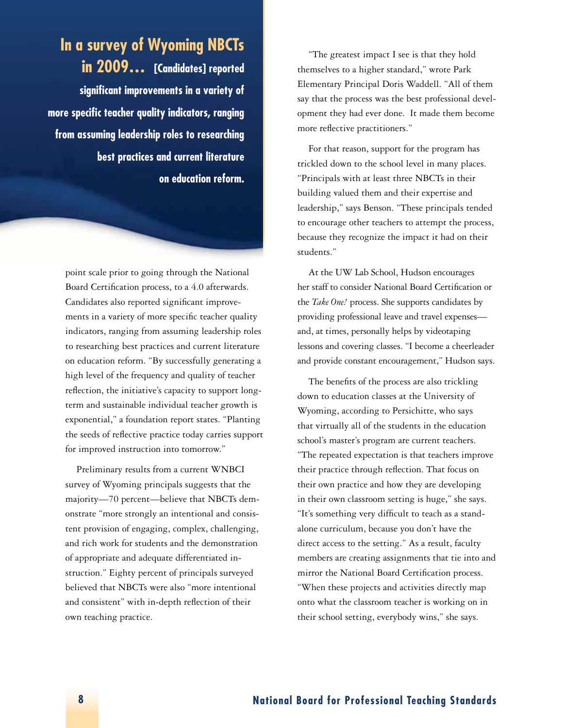**In a survey of Wyoming NBCTs in 2009… [Candidates] reported significant improvements in a variety of more specific teacher quality indicators, ranging from assuming leadership roles to researching best practices and current literature on education reform.**

point scale prior to going through the National Board Certification process, to a 4.0 afterwards. Candidates also reported significant improvements in a variety of more specific teacher quality indicators, ranging from assuming leadership roles to researching best practices and current literature on education reform. "By successfully generating a high level of the frequency and quality of teacher reflection, the initiative's capacity to support long-term and sustainable individual teacher growth is exponential," a foundation report states. "Planting the seeds of reflective practice today carries support for improved instruction into tomorrow."

Preliminary results from a current WNBCI survey of Wyoming principals suggests that the majority—70 percent—believe that NBCTs demonstrate "more strongly an intentional and consistent provision of engaging, complex, challenging, and rich work for students and the demonstration of appropriate and adequate differentiated instruction." Eighty percent of principals surveyed believed that NBCTs were also "more intentional and consistent" with in-depth reflection of their own teaching practice.

"The greatest impact I see is that they hold themselves to a higher standard," wrote Park Elementary Principal Doris Waddell. "All of them say that the process was the best professional development they had ever done. It made them become more reflective practitioners."

For that reason, support for the program has trickled down to the school level in many places. "Principals with at least three NBCTs in their building valued them and their expertise and leadership," says Benson. "These principals tended to encourage other teachers to attempt the process, because they recognize the impact it had on their students."

At the UW Lab School, Hudson encourages her staff to consider National Board Certification or the *Take One!* process. She supports candidates by providing professional leave and travel expenses—and, at times, personally helps by videotaping lessons and covering classes. "I become a cheerleader and provide constant encouragement," Hudson says.

The benefits of the process are also trickling down to education classes at the University of Wyoming, according to Persichitte, who says that virtually all of the students in the education school's master's program are current teachers. "The repeated expectation is that teachers improve their practice through reflection. That focus on their own practice and how they are developing in their own classroom setting is huge," she says. "It's something very difficult to teach as a stand-alone curriculum, because you don't have the direct access to the setting." As a result, faculty members are creating assignments that tie into and mirror the National Board Certification process. "When these projects and activities directly map onto what the classroom teacher is working on in their school setting, everybody wins," she says.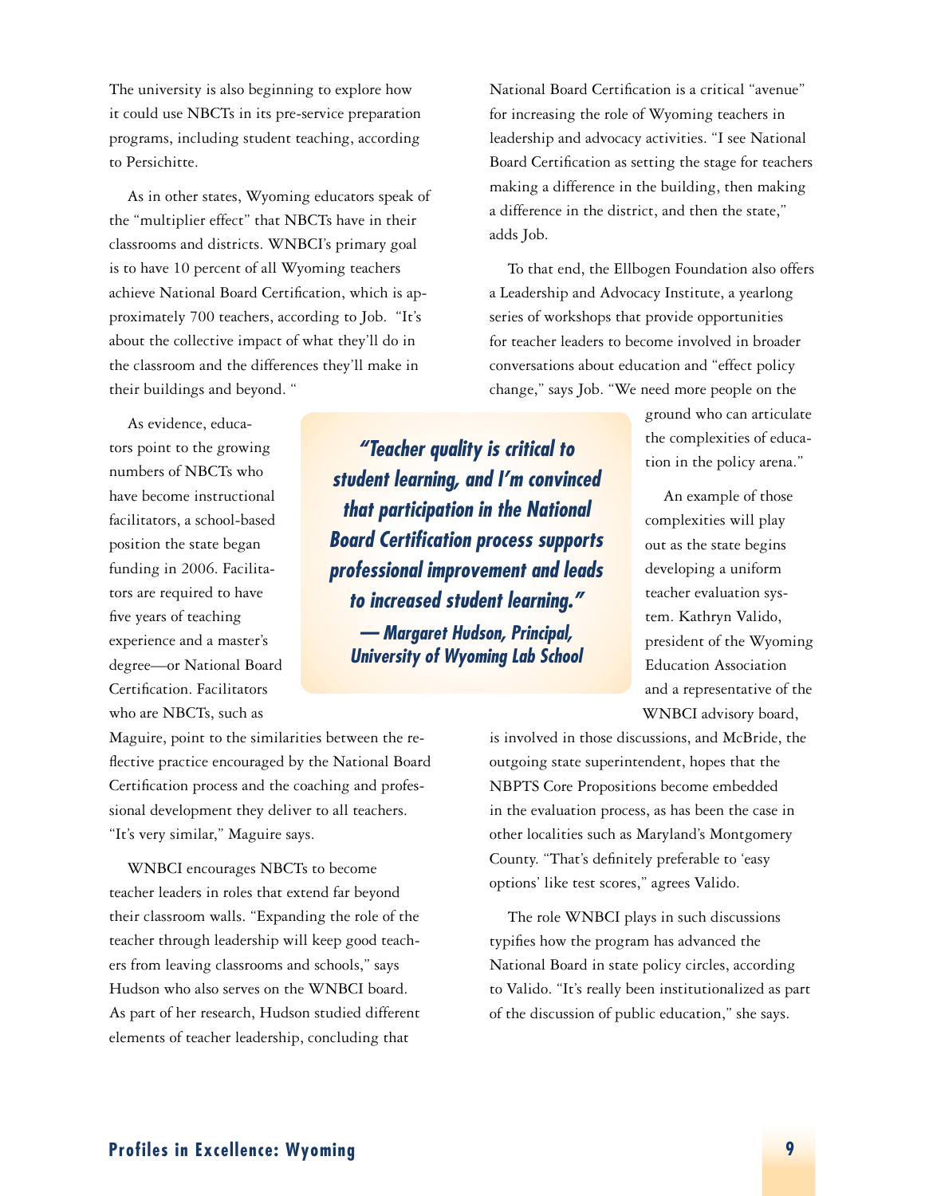The university is also beginning to explore how it could use NBCTs in its pre-service preparation programs, including student teaching, according to Persichitte.

As in other states, Wyoming educators speak of the "multiplier effect" that NBCTs have in their classrooms and districts. WNBCI's primary goal is to have 10 percent of all Wyoming teachers achieve National Board Certification, which is approximately 700 teachers, according to Job. "It's about the collective impact of what they'll do in the classroom and the differences they'll make in their buildings and beyond."

As evidence, educators point to the growing numbers of NBCTs who have become instructional facilitators, a school-based position the state began funding in 2006. Facilitators are required to have five years of teaching experience and a master's degree—or National Board Certification. Facilitators who are NBCTs, such as Maguire, point to the similarities between the reflective practice encouraged by the National Board Certification process and the coaching and professional development they deliver to all teachers. "It's very similar," Maguire says.

WNBCI encourages NBCTs to become teacher leaders in roles that extend far beyond their classroom walls. "Expanding the role of the teacher through leadership will keep good teachers from leaving classrooms and schools," says Hudson who also serves on the WNBCI board. As part of her research, Hudson studied different elements of teacher leadership, concluding that National Board Certification is a critical "avenue" for increasing the role of Wyoming teachers in leadership and advocacy activities. "I see National Board Certification as setting the stage for teachers making a difference in the building, then making a difference in the district, and then the state," adds Job.

> ***"Teacher quality is critical to student learning, and I'm convinced that participation in the National Board Certification process supports professional improvement and leads to increased student learning."***
> ***— Margaret Hudson, Principal, University of Wyoming Lab School***

To that end, the Ellbogen Foundation also offers a Leadership and Advocacy Institute, a yearlong series of workshops that provide opportunities for teacher leaders to become involved in broader conversations about education and "effect policy change," says Job. "We need more people on the ground who can articulate the complexities of education in the policy arena."

An example of those complexities will play out as the state begins developing a uniform teacher evaluation system. Kathryn Valido, president of the Wyoming Education Association and a representative of the WNBCI advisory board, is involved in those discussions, and McBride, the outgoing state superintendent, hopes that the NBPTS Core Propositions become embedded in the evaluation process, as has been the case in other localities such as Maryland's Montgomery County. "That's definitely preferable to 'easy options' like test scores," agrees Valido.

The role WNBCI plays in such discussions typifies how the program has advanced the National Board in state policy circles, according to Valido. "It's really been institutionalized as part of the discussion of public education," she says.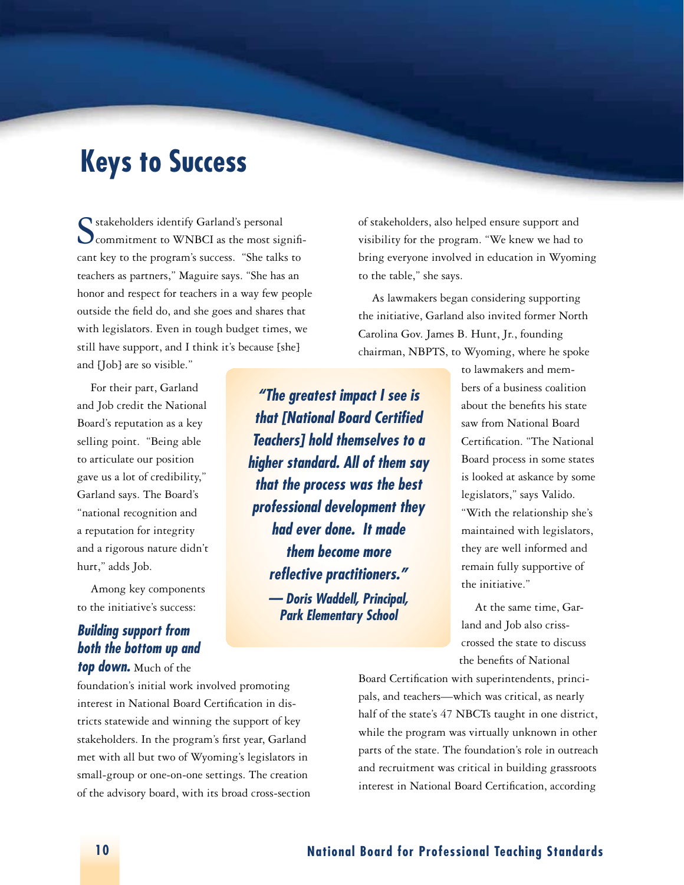# Keys to Success

Stakeholders identify Garland's personal commitment to WNBCI as the most significant key to the program's success. "She talks to teachers as partners," Maguire says. "She has an honor and respect for teachers in a way few people outside the field do, and she goes and shares that with legislators. Even in tough budget times, we still have support, and I think it's because [she] and [Job] are so visible."

For their part, Garland and Job credit the National Board's reputation as a key selling point. "Being able to articulate our position gave us a lot of credibility," Garland says. The Board's "national recognition and a reputation for integrity and a rigorous nature didn't hurt," adds Job.

Among key components to the initiative's success:

***Building support from both the bottom up and top down.*** Much of the foundation's initial work involved promoting interest in National Board Certification in districts statewide and winning the support of key stakeholders. In the program's first year, Garland met with all but two of Wyoming's legislators in small-group or one-on-one settings. The creation of the advisory board, with its broad cross-section of stakeholders, also helped ensure support and visibility for the program. "We knew we had to bring everyone involved in education in Wyoming to the table," she says.

> ***"The greatest impact I see is that [National Board Certified Teachers] hold themselves to a higher standard. All of them say that the process was the best professional development they had ever done. It made them become more reflective practitioners."***
> ***— Doris Waddell, Principal, Park Elementary School***

As lawmakers began considering supporting the initiative, Garland also invited former North Carolina Gov. James B. Hunt, Jr., founding chairman, NBPTS, to Wyoming, where he spoke to lawmakers and members of a business coalition about the benefits his state saw from National Board Certification. "The National Board process in some states is looked at askance by some legislators," says Valido. "With the relationship she's maintained with legislators, they are well informed and remain fully supportive of the initiative."

At the same time, Garland and Job also crisscrossed the state to discuss the benefits of National Board Certification with superintendents, principals, and teachers—which was critical, as nearly half of the state's 47 NBCTs taught in one district, while the program was virtually unknown in other parts of the state. The foundation's role in outreach and recruitment was critical in building grassroots interest in National Board Certification, according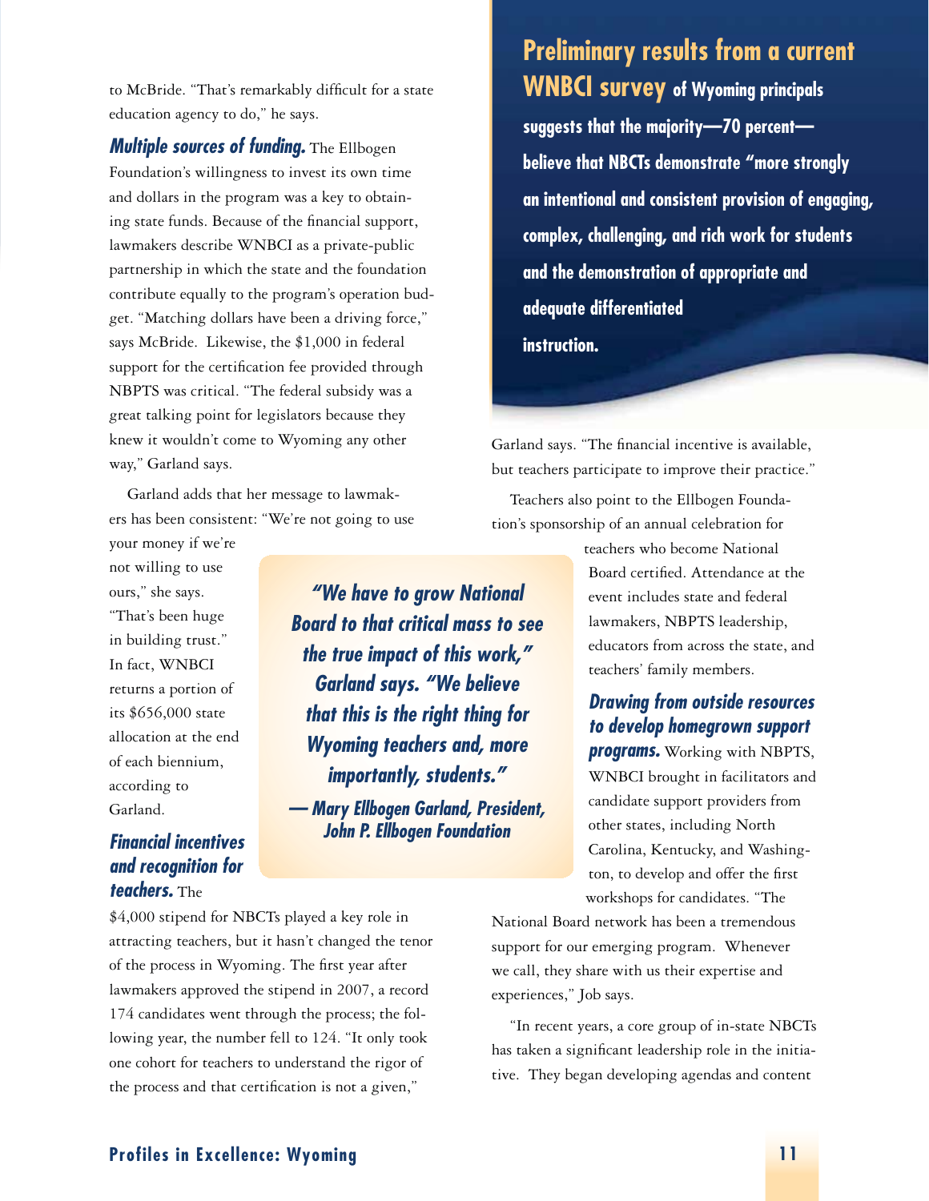to McBride. "That's remarkably difficult for a state education agency to do," he says.

***Multiple sources of funding.*** The Ellbogen Foundation's willingness to invest its own time and dollars in the program was a key to obtaining state funds. Because of the financial support, lawmakers describe WNBCI as a private-public partnership in which the state and the foundation contribute equally to the program's operation budget. "Matching dollars have been a driving force," says McBride. Likewise, the $1,000 in federal support for the certification fee provided through NBPTS was critical. "The federal subsidy was a great talking point for legislators because they knew it wouldn't come to Wyoming any other way," Garland says.

Garland adds that her message to lawmakers has been consistent: "We're not going to use your money if we're not willing to use ours," she says. "That's been huge in building trust." In fact, WNBCI returns a portion of its $656,000 state allocation at the end of each biennium, according to Garland.

> ***"We have to grow National Board to that critical mass to see the true impact of this work," Garland says. "We believe that this is the right thing for Wyoming teachers and, more importantly, students."***
>
> ***— Mary Ellbogen Garland, President, John P. Ellbogen Foundation***

***Financial incentives and recognition for teachers.*** The $4,000 stipend for NBCTs played a key role in attracting teachers, but it hasn't changed the tenor of the process in Wyoming. The first year after lawmakers approved the stipend in 2007, a record 174 candidates went through the process; the following year, the number fell to 124. "It only took one cohort for teachers to understand the rigor of the process and that certification is not a given," Garland says. "The financial incentive is available, but teachers participate to improve their practice."

> **Preliminary results from a current WNBCI survey of Wyoming principals suggests that the majority—70 percent—believe that NBCTs demonstrate "more strongly an intentional and consistent provision of engaging, complex, challenging, and rich work for students and the demonstration of appropriate and adequate differentiated instruction.**

Teachers also point to the Ellbogen Foundation's sponsorship of an annual celebration for teachers who become National Board certified. Attendance at the event includes state and federal lawmakers, NBPTS leadership, educators from across the state, and teachers' family members.

***Drawing from outside resources to develop homegrown support programs.*** Working with NBPTS, WNBCI brought in facilitators and candidate support providers from other states, including North Carolina, Kentucky, and Washington, to develop and offer the first workshops for candidates. "The National Board network has been a tremendous support for our emerging program. Whenever we call, they share with us their expertise and experiences," Job says.

"In recent years, a core group of in-state NBCTs has taken a significant leadership role in the initiative. They began developing agendas and content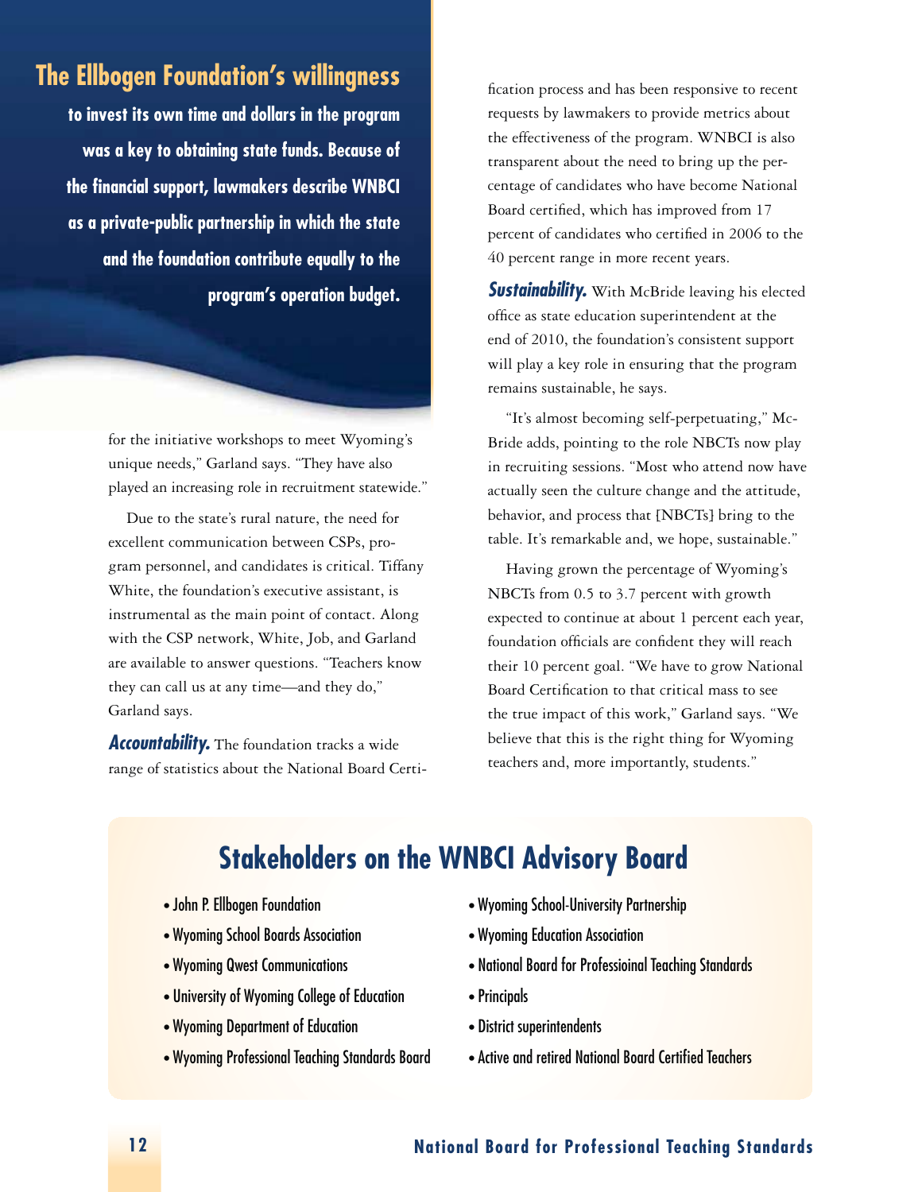**The Ellbogen Foundation's willingness to invest its own time and dollars in the program was a key to obtaining state funds. Because of the financial support, lawmakers describe WNBCI as a private-public partnership in which the state and the foundation contribute equally to the program's operation budget.**

for the initiative workshops to meet Wyoming's unique needs," Garland says. "They have also played an increasing role in recruitment statewide."

Due to the state's rural nature, the need for excellent communication between CSPs, program personnel, and candidates is critical. Tiffany White, the foundation's executive assistant, is instrumental as the main point of contact. Along with the CSP network, White, Job, and Garland are available to answer questions. "Teachers know they can call us at any time—and they do," Garland says.

***Accountability.*** The foundation tracks a wide range of statistics about the National Board Certification process and has been responsive to recent requests by lawmakers to provide metrics about the effectiveness of the program. WNBCI is also transparent about the need to bring up the percentage of candidates who have become National Board certified, which has improved from 17 percent of candidates who certified in 2006 to the 40 percent range in more recent years.

***Sustainability.*** With McBride leaving his elected office as state education superintendent at the end of 2010, the foundation's consistent support will play a key role in ensuring that the program remains sustainable, he says.

"It's almost becoming self-perpetuating," McBride adds, pointing to the role NBCTs now play in recruiting sessions. "Most who attend now have actually seen the culture change and the attitude, behavior, and process that [NBCTs] bring to the table. It's remarkable and, we hope, sustainable."

Having grown the percentage of Wyoming's NBCTs from 0.5 to 3.7 percent with growth expected to continue at about 1 percent each year, foundation officials are confident they will reach their 10 percent goal. "We have to grow National Board Certification to that critical mass to see the true impact of this work," Garland says. "We believe that this is the right thing for Wyoming teachers and, more importantly, students."

## Stakeholders on the WNBCI Advisory Board

- John P. Ellbogen Foundation
- Wyoming School Boards Association
- Wyoming Qwest Communications
- University of Wyoming College of Education
- Wyoming Department of Education
- Wyoming Professional Teaching Standards Board
- Wyoming School-University Partnership
- Wyoming Education Association
- National Board for Professioinal Teaching Standards
- Principals
- District superintendents
- Active and retired National Board Certified Teachers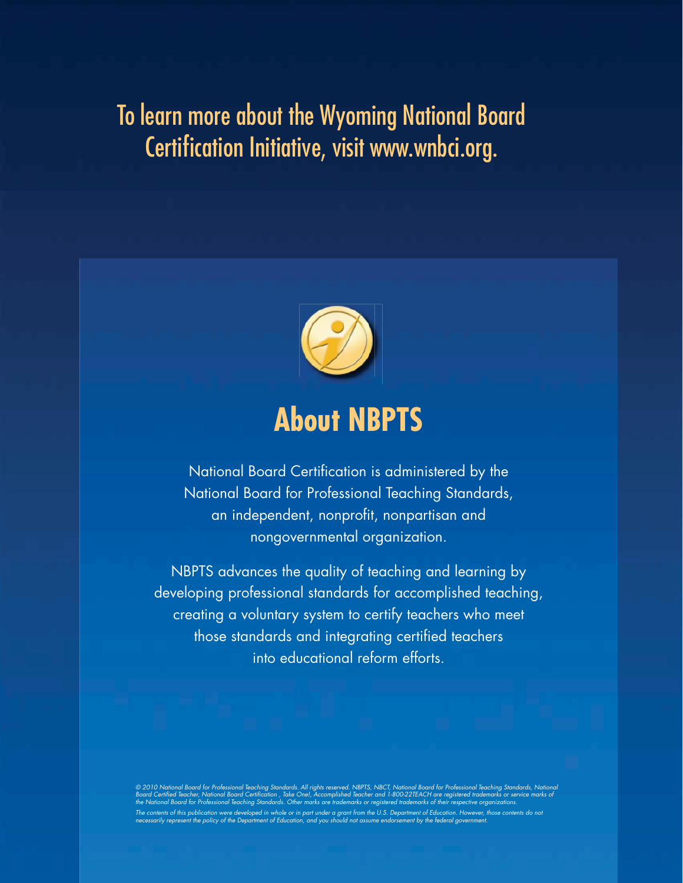To learn more about the Wyoming National Board Certification Initiative, visit www.wnbci.org.

## About NBPTS

National Board Certification is administered by the National Board for Professional Teaching Standards, an independent, nonprofit, nonpartisan and nongovernmental organization.

NBPTS advances the quality of teaching and learning by developing professional standards for accomplished teaching, creating a voluntary system to certify teachers who meet those standards and integrating certified teachers into educational reform efforts.

*© 2010 National Board for Professional Teaching Standards. All rights reserved. NBPTS, NBCT, National Board for Professional Teaching Standards, National Board Certified Teacher, National Board Certification , Take One!, Accomplished Teacher and 1-800-22TEACH are registered trademarks or service marks of the National Board for Professional Teaching Standards. Other marks are trademarks or registered trademarks of their respective organizations.*

*The contents of this publication were developed in whole or in part under a grant from the U.S. Department of Education. However, those contents do not necessarily represent the policy of the Department of Education, and you should not assume endorsement by the federal government.*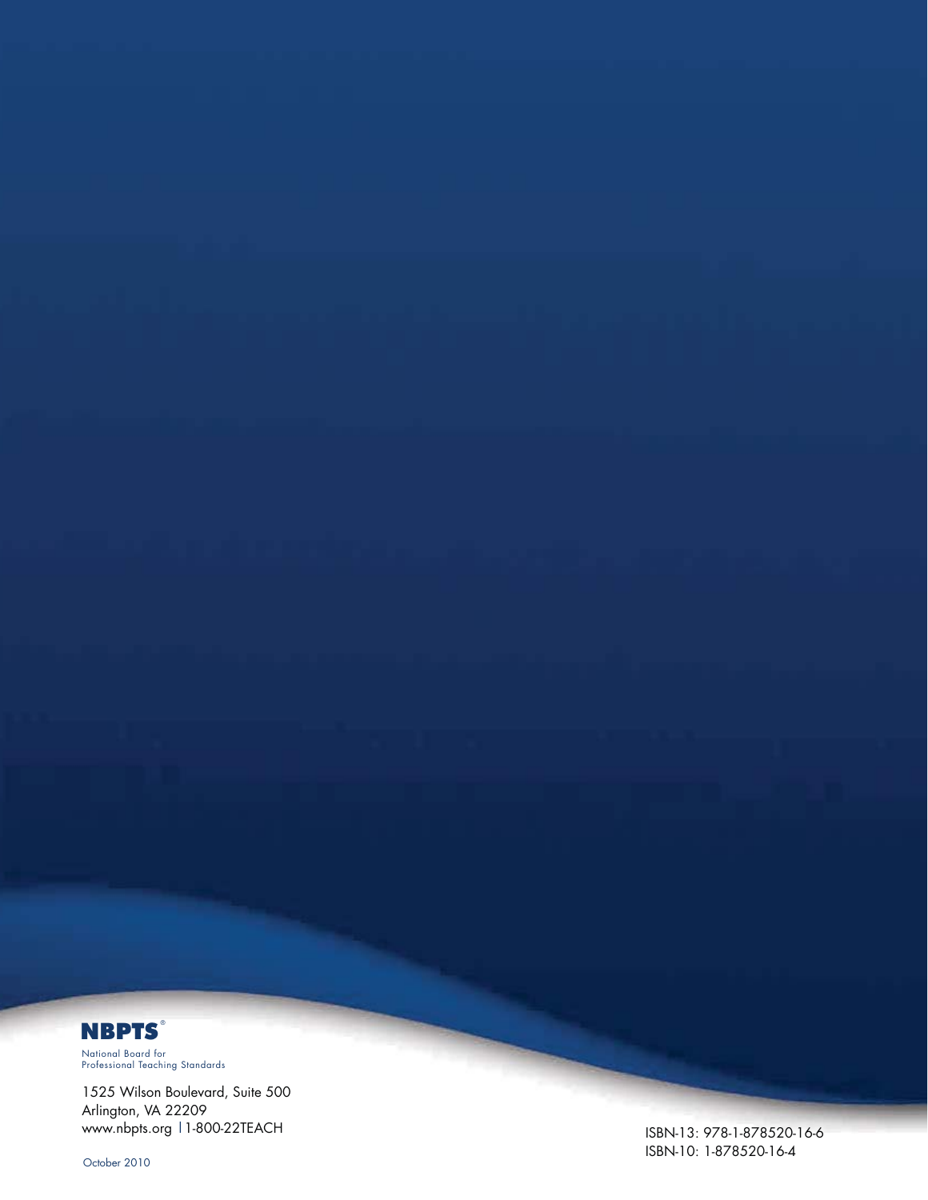**NBPTS**®

National Board for
Professional Teaching Standards

1525 Wilson Boulevard, Suite 500
Arlington, VA 22209
www.nbpts.org | 1-800-22TEACH

October 2010

ISBN-13: 978-1-878520-16-6
ISBN-10: 1-878520-16-4